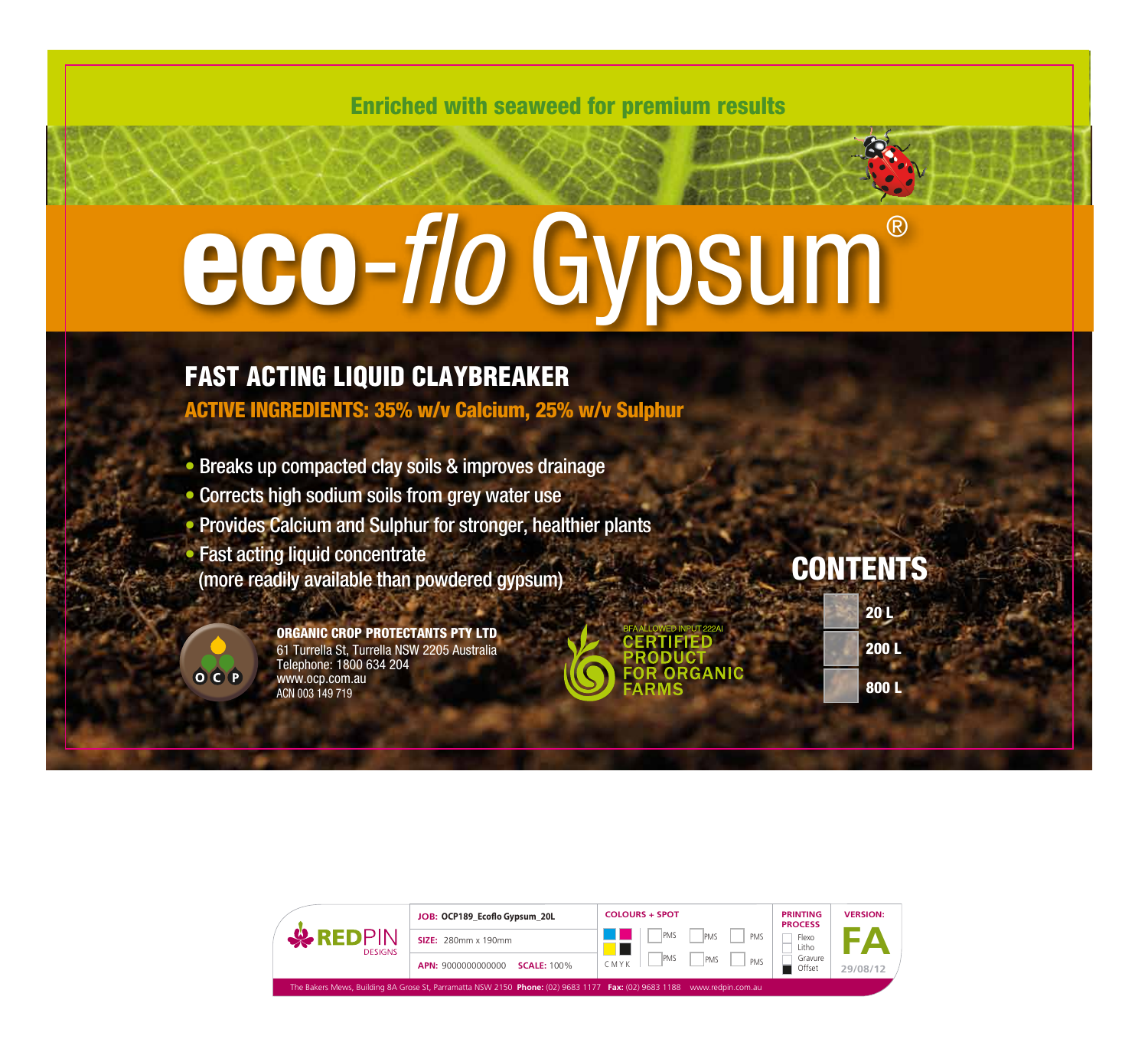Enriched with seaweed for premium results

# eco-*flo* Gypsum®

## FAST ACTING LIQUID CLAYBREAKER

**ACTIVE INGREDIENTS: 35% w/v Calcium, 25% w/v Sulphur**

- Breaks up compacted clay soils & improves drainage
- Corrects high sodium soils from grey water use
- Provides Calcium and Sulphur for stronger, healthier plants
- Fast acting liquid concentrate (more readily available than powdered gypsum)

**ORGANIC CROP PROTECTANTS PTY LTD**
61 Turrella St, Turrella NSW 2205 Australia
Telephone: 1800 634 204
www.ocp.com.au
ACN 003 149 719

BFA ALLOWED INPUT 222AI
CERTIFIED PRODUCT FOR ORGANIC FARMS

**CONTENTS**

- 20 L
- 200 L
- 800 L

REDPIN DESIGNS

| JOB: OCP189_Ecoflo Gypsum_20L | COLOURS + SPOT | PRINTING PROCESS | VERSION: |
| --- | --- | --- | --- |
| SIZE: 280mm x 190mm | CMYK, PMS, PMS, PMS, PMS, PMS, PMS | Flexo, Litho, Gravure, Offset (checked) | FA |
| APN: 9000000000000 SCALE: 100% | | | 29/08/12 |

The Bakers Mews, Building 8A Grose St, Parramatta NSW 2150 **Phone:** (02) 9683 1177 **Fax:** (02) 9683 1188 www.redpin.com.au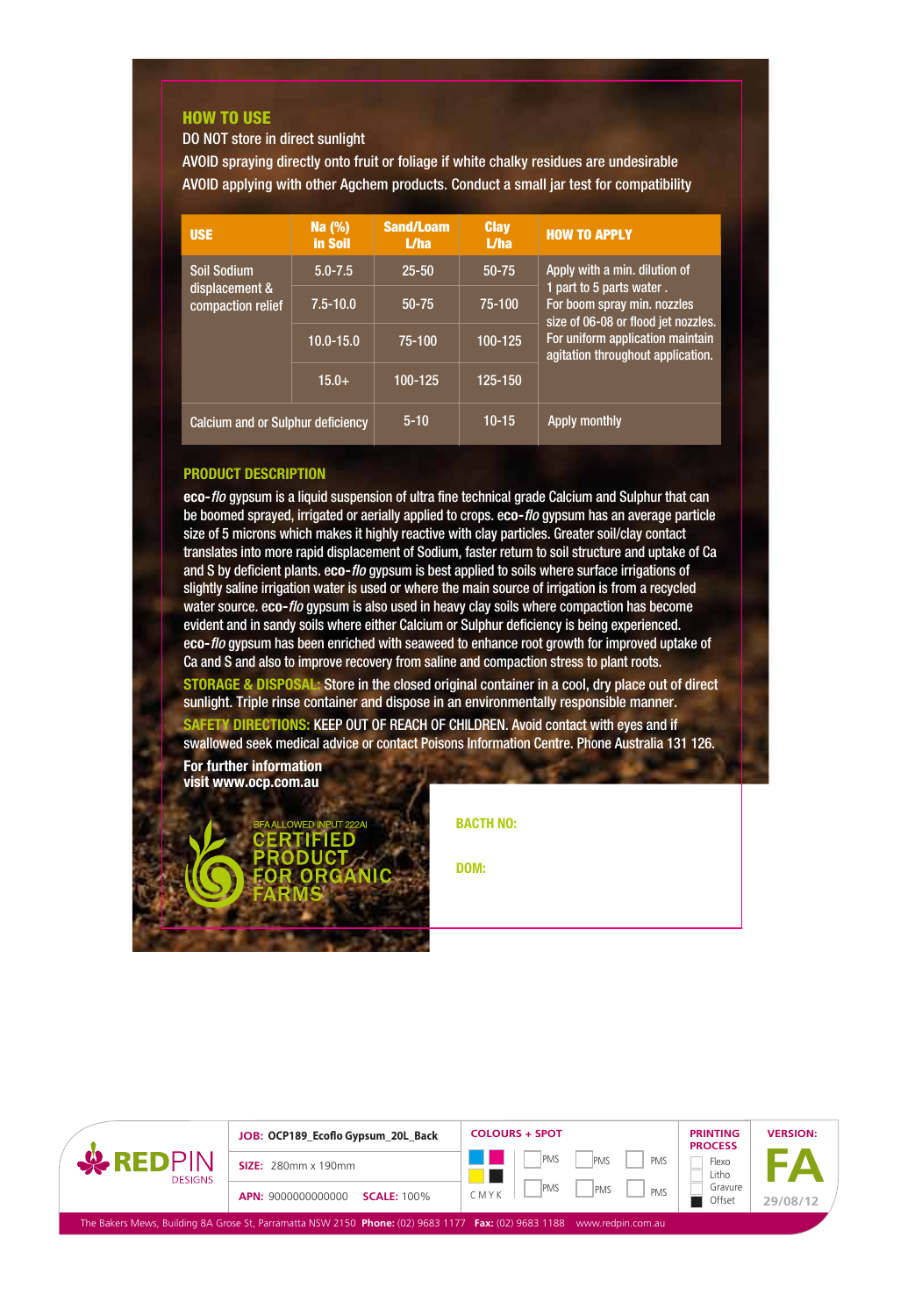## HOW TO USE

DO NOT store in direct sunlight

AVOID spraying directly onto fruit or foliage if white chalky residues are undesirable

AVOID applying with other Agchem products. Conduct a small jar test for compatibility

| USE | Na (%) in Soil | Sand/Loam L/ha | Clay L/ha | HOW TO APPLY |
|---|---|---|---|---|
| Soil Sodium displacement & compaction relief | 5.0-7.5 | 25-50 | 50-75 | Apply with a min. dilution of 1 part to 5 parts water . For boom spray min. nozzles size of 06-08 or flood jet nozzles. For uniform application maintain agitation throughout application. |
| | 7.5-10.0 | 50-75 | 75-100 | |
| | 10.0-15.0 | 75-100 | 100-125 | |
| | 15.0+ | 100-125 | 125-150 | |
| Calcium and or Sulphur deficiency | | 5-10 | 10-15 | Apply monthly |

## PRODUCT DESCRIPTION

**eco-*flo*** gypsum is a liquid suspension of ultra fine technical grade Calcium and Sulphur that can be boomed sprayed, irrigated or aerially applied to crops. **eco-*flo*** gypsum has an average particle size of 5 microns which makes it highly reactive with clay particles. Greater soil/clay contact translates into more rapid displacement of Sodium, faster return to soil structure and uptake of Ca and S by deficient plants. **eco-*flo*** gypsum is best applied to soils where surface irrigations of slightly saline irrigation water is used or where the main source of irrigation is from a recycled water source. **eco-*flo*** gypsum is also used in heavy clay soils where compaction has become evident and in sandy soils where either Calcium or Sulphur deficiency is being experienced. **eco-*flo*** gypsum has been enriched with seaweed to enhance root growth for improved uptake of Ca and S and also to improve recovery from saline and compaction stress to plant roots.

**STORAGE & DISPOSAL:** Store in the closed original container in a cool, dry place out of direct sunlight. Triple rinse container and dispose in an environmentally responsible manner.

**SAFETY DIRECTIONS:** KEEP OUT OF REACH OF CHILDREN. Avoid contact with eyes and if swallowed seek medical advice or contact Poisons Information Centre. Phone Australia 131 126.

**For further information visit www.ocp.com.au**

BFA ALLOWED INPUT 222AI
CERTIFIED PRODUCT FOR ORGANIC FARMS

**BACTH NO:**

**DOM:**

| REDPIN DESIGNS | JOB: OCP189_Ecoflo Gypsum_20L_Back | COLOURS + SPOT | PRINTING PROCESS | VERSION: |
|---|---|---|---|---|
| | SIZE: 280mm x 190mm | CMYK, PMS, PMS, PMS, PMS, PMS, PMS | Flexo, Litho, Gravure, Offset | FA |
| | APN: 9000000000000 SCALE: 100% | | | 29/08/12 |

The Bakers Mews, Building 8A Grose St, Parramatta NSW 2150 **Phone:** (02) 9683 1177 **Fax:** (02) 9683 1188 www.redpin.com.au